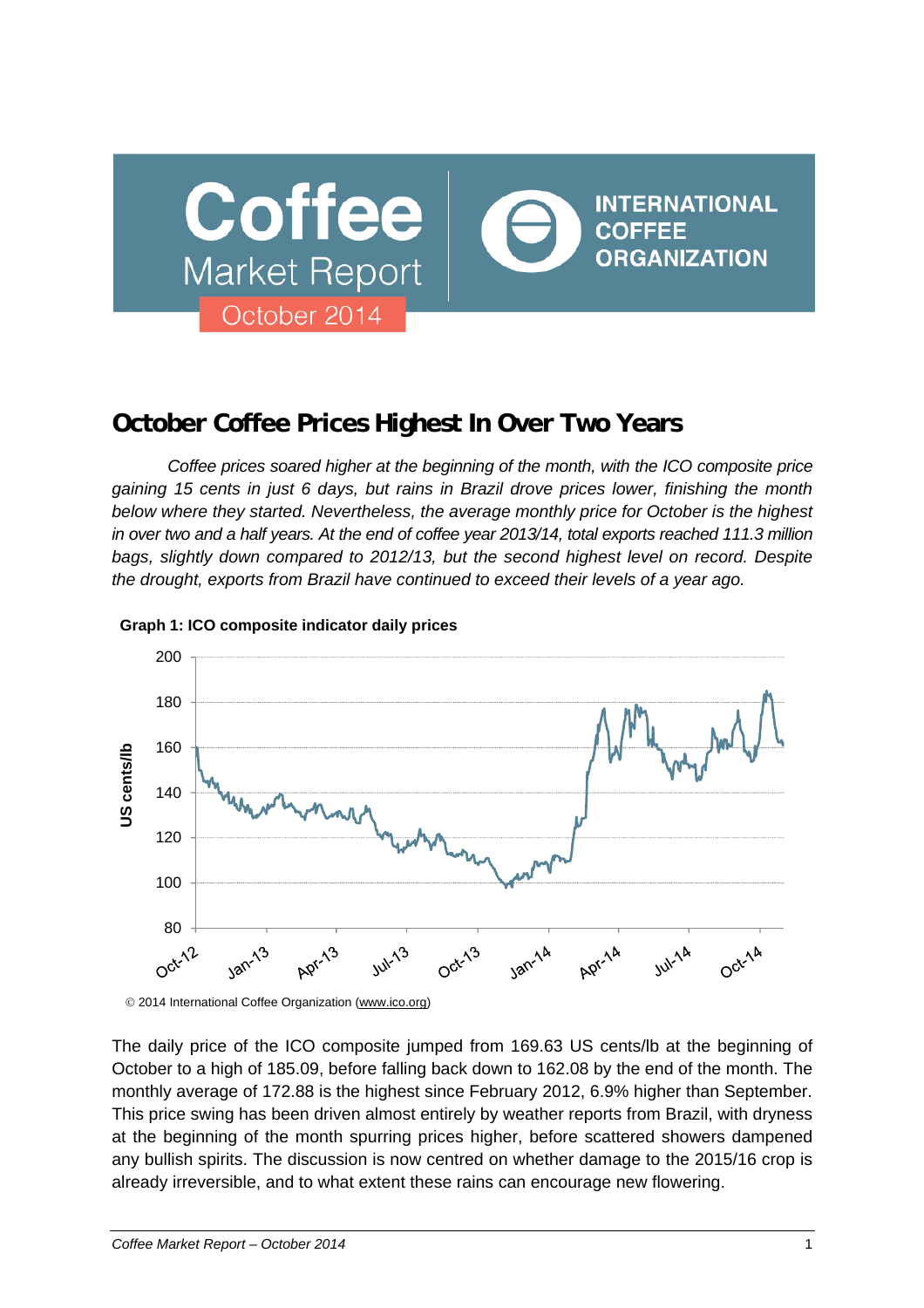# Coffee Market Report

October 2014

INTERNATIONAL COFFEE ORGANIZATION

## October Coffee Prices Highest In Over Two Years

*Coffee prices soared higher at the beginning of the month, with the ICO composite price gaining 15 cents in just 6 days, but rains in Brazil drove prices lower, finishing the month below where they started. Nevertheless, the average monthly price for October is the highest in over two and a half years. At the end of coffee year 2013/14, total exports reached 111.3 million bags, slightly down compared to 2012/13, but the second highest level on record. Despite the drought, exports from Brazil have continued to exceed their levels of a year ago.*

**Graph 1: ICO composite indicator daily prices**

© 2014 International Coffee Organization (www.ico.org)

The daily price of the ICO composite jumped from 169.63 US cents/lb at the beginning of October to a high of 185.09, before falling back down to 162.08 by the end of the month. The monthly average of 172.88 is the highest since February 2012, 6.9% higher than September. This price swing has been driven almost entirely by weather reports from Brazil, with dryness at the beginning of the month spurring prices higher, before scattered showers dampened any bullish spirits. The discussion is now centred on whether damage to the 2015/16 crop is already irreversible, and to what extent these rains can encourage new flowering.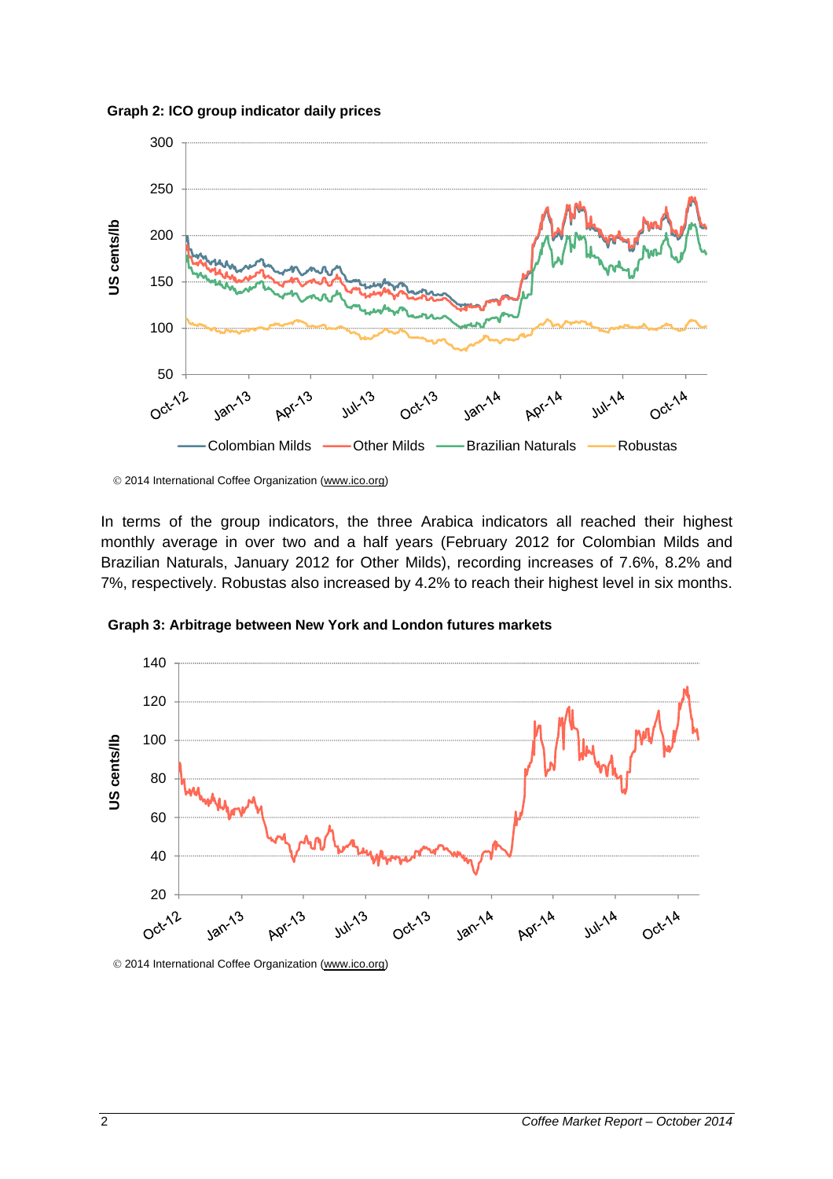**Graph 2: ICO group indicator daily prices**

© 2014 International Coffee Organization (www.ico.org)

In terms of the group indicators, the three Arabica indicators all reached their highest monthly average in over two and a half years (February 2012 for Colombian Milds and Brazilian Naturals, January 2012 for Other Milds), recording increases of 7.6%, 8.2% and 7%, respectively. Robustas also increased by 4.2% to reach their highest level in six months.

**Graph 3: Arbitrage between New York and London futures markets**

© 2014 International Coffee Organization (www.ico.org)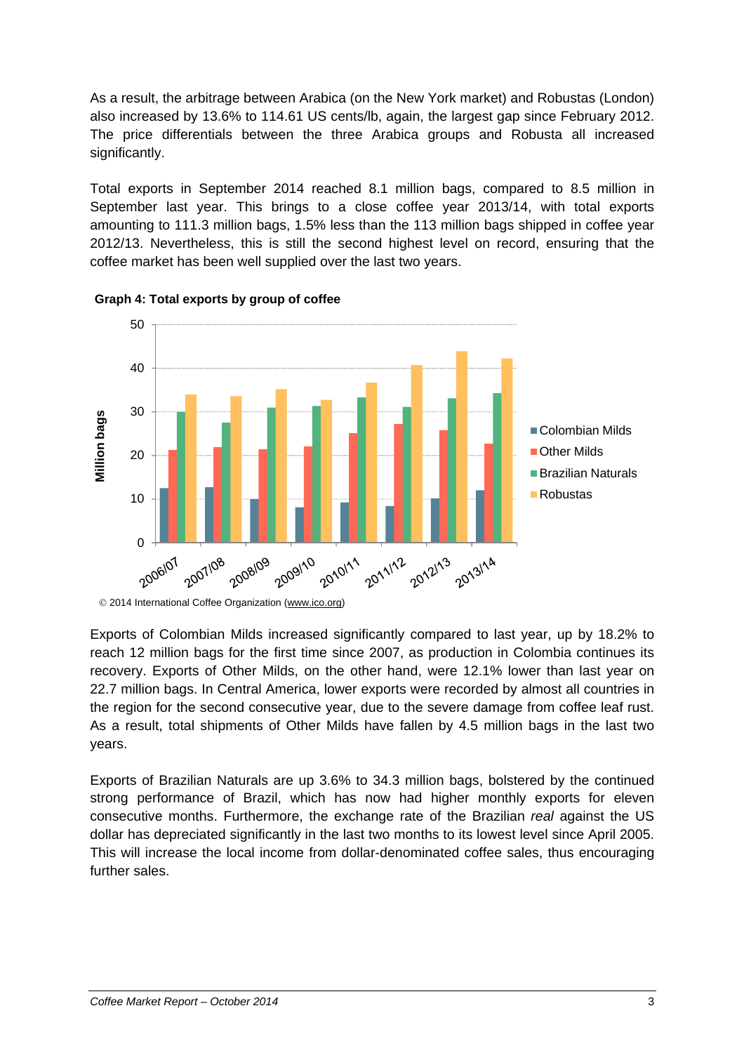As a result, the arbitrage between Arabica (on the New York market) and Robustas (London) also increased by 13.6% to 114.61 US cents/lb, again, the largest gap since February 2012. The price differentials between the three Arabica groups and Robusta all increased significantly.

Total exports in September 2014 reached 8.1 million bags, compared to 8.5 million in September last year. This brings to a close coffee year 2013/14, with total exports amounting to 111.3 million bags, 1.5% less than the 113 million bags shipped in coffee year 2012/13. Nevertheless, this is still the second highest level on record, ensuring that the coffee market has been well supplied over the last two years.

**Graph 4: Total exports by group of coffee**

© 2014 International Coffee Organization (www.ico.org)

Exports of Colombian Milds increased significantly compared to last year, up by 18.2% to reach 12 million bags for the first time since 2007, as production in Colombia continues its recovery. Exports of Other Milds, on the other hand, were 12.1% lower than last year on 22.7 million bags. In Central America, lower exports were recorded by almost all countries in the region for the second consecutive year, due to the severe damage from coffee leaf rust. As a result, total shipments of Other Milds have fallen by 4.5 million bags in the last two years.

Exports of Brazilian Naturals are up 3.6% to 34.3 million bags, bolstered by the continued strong performance of Brazil, which has now had higher monthly exports for eleven consecutive months. Furthermore, the exchange rate of the Brazilian *real* against the US dollar has depreciated significantly in the last two months to its lowest level since April 2005. This will increase the local income from dollar-denominated coffee sales, thus encouraging further sales.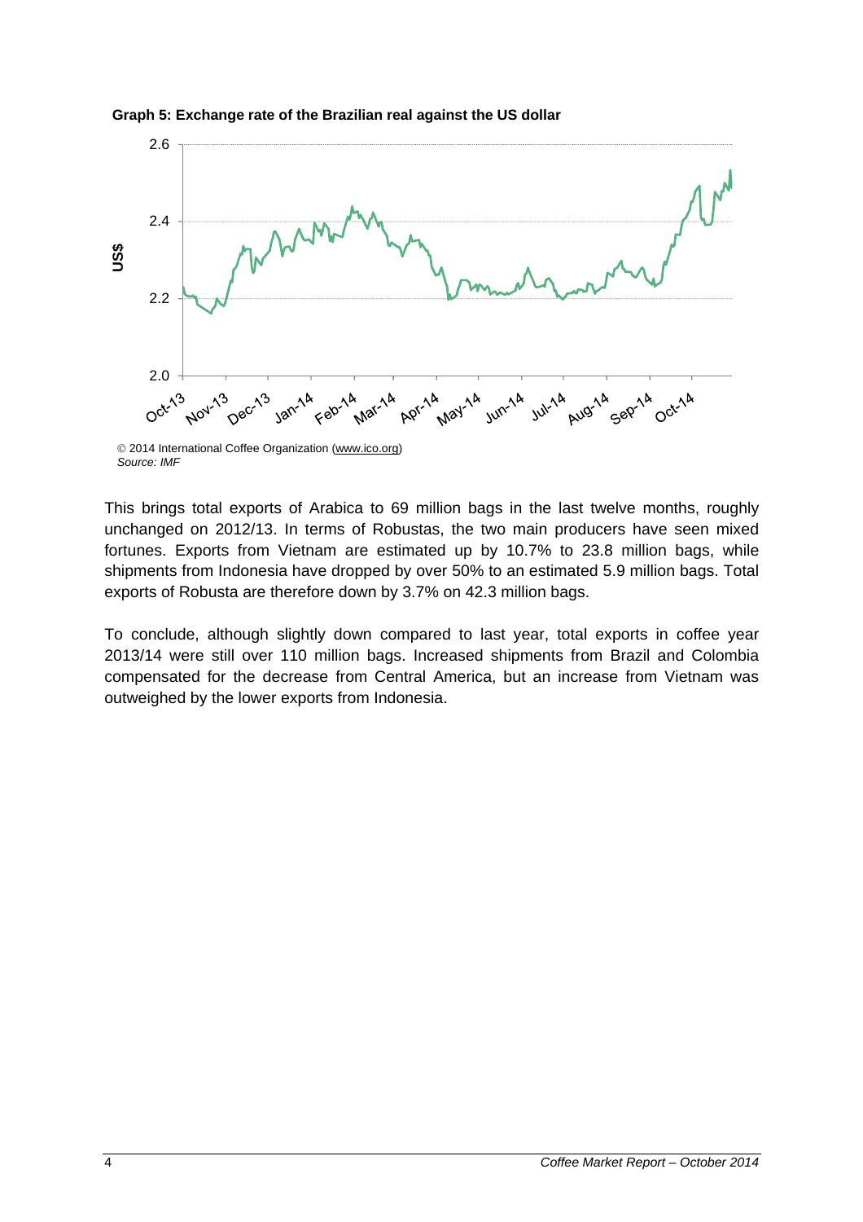**Graph 5: Exchange rate of the Brazilian real against the US dollar**

© 2014 International Coffee Organization (www.ico.org)
*Source: IMF*

This brings total exports of Arabica to 69 million bags in the last twelve months, roughly unchanged on 2012/13. In terms of Robustas, the two main producers have seen mixed fortunes. Exports from Vietnam are estimated up by 10.7% to 23.8 million bags, while shipments from Indonesia have dropped by over 50% to an estimated 5.9 million bags. Total exports of Robusta are therefore down by 3.7% on 42.3 million bags.

To conclude, although slightly down compared to last year, total exports in coffee year 2013/14 were still over 110 million bags. Increased shipments from Brazil and Colombia compensated for the decrease from Central America, but an increase from Vietnam was outweighed by the lower exports from Indonesia.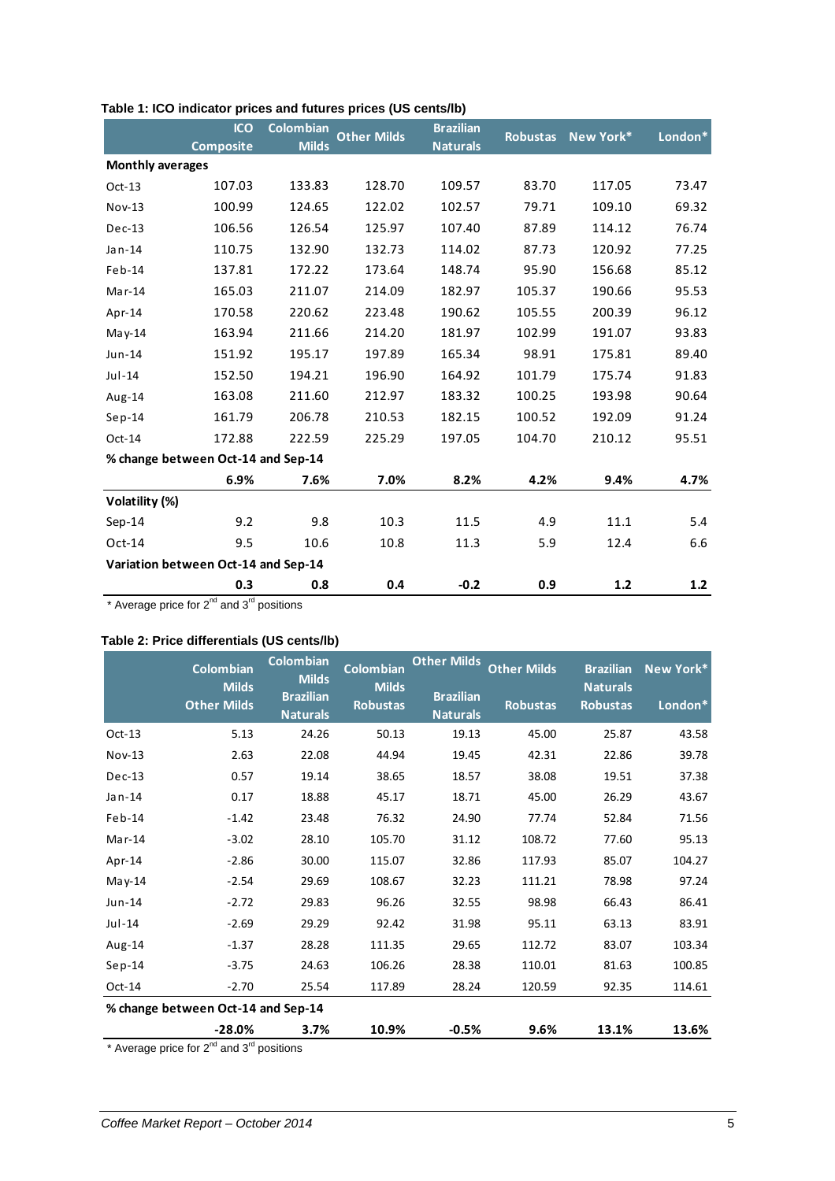**Table 1: ICO indicator prices and futures prices (US cents/lb)**

| | ICO Composite | Colombian Milds | Other Milds | Brazilian Naturals | Robustas | New York* | London* |
|---|---|---|---|---|---|---|---|
| **Monthly averages** | | | | | | | |
| Oct-13 | 107.03 | 133.83 | 128.70 | 109.57 | 83.70 | 117.05 | 73.47 |
| Nov-13 | 100.99 | 124.65 | 122.02 | 102.57 | 79.71 | 109.10 | 69.32 |
| Dec-13 | 106.56 | 126.54 | 125.97 | 107.40 | 87.89 | 114.12 | 76.74 |
| Jan-14 | 110.75 | 132.90 | 132.73 | 114.02 | 87.73 | 120.92 | 77.25 |
| Feb-14 | 137.81 | 172.22 | 173.64 | 148.74 | 95.90 | 156.68 | 85.12 |
| Mar-14 | 165.03 | 211.07 | 214.09 | 182.97 | 105.37 | 190.66 | 95.53 |
| Apr-14 | 170.58 | 220.62 | 223.48 | 190.62 | 105.55 | 200.39 | 96.12 |
| May-14 | 163.94 | 211.66 | 214.20 | 181.97 | 102.99 | 191.07 | 93.83 |
| Jun-14 | 151.92 | 195.17 | 197.89 | 165.34 | 98.91 | 175.81 | 89.40 |
| Jul-14 | 152.50 | 194.21 | 196.90 | 164.92 | 101.79 | 175.74 | 91.83 |
| Aug-14 | 163.08 | 211.60 | 212.97 | 183.32 | 100.25 | 193.98 | 90.64 |
| Sep-14 | 161.79 | 206.78 | 210.53 | 182.15 | 100.52 | 192.09 | 91.24 |
| Oct-14 | 172.88 | 222.59 | 225.29 | 197.05 | 104.70 | 210.12 | 95.51 |
| **% change between Oct-14 and Sep-14** | | | | | | | |
| | **6.9%** | **7.6%** | **7.0%** | **8.2%** | **4.2%** | **9.4%** | **4.7%** |
| **Volatility (%)** | | | | | | | |
| Sep-14 | 9.2 | 9.8 | 10.3 | 11.5 | 4.9 | 11.1 | 5.4 |
| Oct-14 | 9.5 | 10.6 | 10.8 | 11.3 | 5.9 | 12.4 | 6.6 |
| **Variation between Oct-14 and Sep-14** | | | | | | | |
| | **0.3** | **0.8** | **0.4** | **-0.2** | **0.9** | **1.2** | **1.2** |

\* Average price for 2nd and 3rd positions

**Table 2: Price differentials (US cents/lb)**

| | Colombian Milds / Other Milds | Colombian Milds / Brazilian Naturals | Colombian Milds / Robustas | Other Milds / Brazilian Naturals | Other Milds / Robustas | Brazilian Naturals / Robustas | New York* / London* |
|---|---|---|---|---|---|---|---|
| Oct-13 | 5.13 | 24.26 | 50.13 | 19.13 | 45.00 | 25.87 | 43.58 |
| Nov-13 | 2.63 | 22.08 | 44.94 | 19.45 | 42.31 | 22.86 | 39.78 |
| Dec-13 | 0.57 | 19.14 | 38.65 | 18.57 | 38.08 | 19.51 | 37.38 |
| Jan-14 | 0.17 | 18.88 | 45.17 | 18.71 | 45.00 | 26.29 | 43.67 |
| Feb-14 | -1.42 | 23.48 | 76.32 | 24.90 | 77.74 | 52.84 | 71.56 |
| Mar-14 | -3.02 | 28.10 | 105.70 | 31.12 | 108.72 | 77.60 | 95.13 |
| Apr-14 | -2.86 | 30.00 | 115.07 | 32.86 | 117.93 | 85.07 | 104.27 |
| May-14 | -2.54 | 29.69 | 108.67 | 32.23 | 111.21 | 78.98 | 97.24 |
| Jun-14 | -2.72 | 29.83 | 96.26 | 32.55 | 98.98 | 66.43 | 86.41 |
| Jul-14 | -2.69 | 29.29 | 92.42 | 31.98 | 95.11 | 63.13 | 83.91 |
| Aug-14 | -1.37 | 28.28 | 111.35 | 29.65 | 112.72 | 83.07 | 103.34 |
| Sep-14 | -3.75 | 24.63 | 106.26 | 28.38 | 110.01 | 81.63 | 100.85 |
| Oct-14 | -2.70 | 25.54 | 117.89 | 28.24 | 120.59 | 92.35 | 114.61 |
| **% change between Oct-14 and Sep-14** | | | | | | | |
| | **-28.0%** | **3.7%** | **10.9%** | **-0.5%** | **9.6%** | **13.1%** | **13.6%** |

\* Average price for 2nd and 3rd positions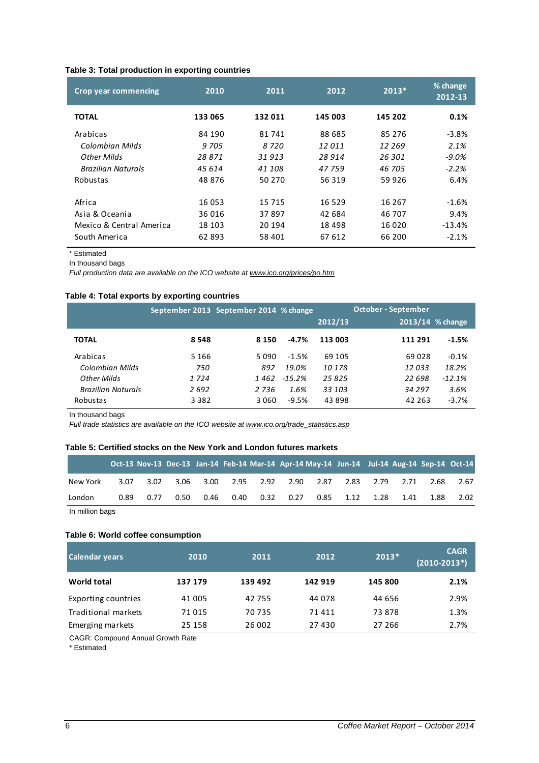**Table 3: Total production in exporting countries**

| Crop year commencing | 2010 | 2011 | 2012 | 2013* | % change 2012-13 |
|---|---|---|---|---|---|
| **TOTAL** | **133 065** | **132 011** | **145 003** | **145 202** | **0.1%** |
| Arabicas | 84 190 | 81 741 | 88 685 | 85 276 | -3.8% |
| *Colombian Milds* | *9 705* | *8 720* | *12 011* | *12 269* | *2.1%* |
| *Other Milds* | *28 871* | *31 913* | *28 914* | *26 301* | *-9.0%* |
| *Brazilian Naturals* | *45 614* | *41 108* | *47 759* | *46 705* | *-2.2%* |
| Robustas | 48 876 | 50 270 | 56 319 | 59 926 | 6.4% |
| | | | | | |
| Africa | 16 053 | 15 715 | 16 529 | 16 267 | -1.6% |
| Asia & Oceania | 36 016 | 37 897 | 42 684 | 46 707 | 9.4% |
| Mexico & Central America | 18 103 | 20 194 | 18 498 | 16 020 | -13.4% |
| South America | 62 893 | 58 401 | 67 612 | 66 200 | -2.1% |

\* Estimated
In thousand bags
*Full production data are available on the ICO website at www.ico.org/prices/po.htm*

**Table 4: Total exports by exporting countries**

| | September 2013 | September 2014 | % change | October - September | | |
|---|---|---|---|---|---|---|
| | | | | 2012/13 | 2013/14 | % change |
| **TOTAL** | **8 548** | **8 150** | **-4.7%** | **113 003** | **111 291** | **-1.5%** |
| Arabicas | 5 166 | 5 090 | -1.5% | 69 105 | 69 028 | -0.1% |
| *Colombian Milds* | *750* | *892* | *19.0%* | *10 178* | *12 033* | *18.2%* |
| *Other Milds* | *1 724* | *1 462* | *-15.2%* | *25 825* | *22 698* | *-12.1%* |
| *Brazilian Naturals* | *2 692* | *2 736* | *1.6%* | *33 103* | *34 297* | *3.6%* |
| Robustas | 3 382 | 3 060 | -9.5% | 43 898 | 42 263 | -3.7% |

In thousand bags
*Full trade statistics are available on the ICO website at www.ico.org/trade_statistics.asp*

**Table 5: Certified stocks on the New York and London futures markets**

| | Oct-13 | Nov-13 | Dec-13 | Jan-14 | Feb-14 | Mar-14 | Apr-14 | May-14 | Jun-14 | Jul-14 | Aug-14 | Sep-14 | Oct-14 |
|---|---|---|---|---|---|---|---|---|---|---|---|---|---|
| New York | 3.07 | 3.02 | 3.06 | 3.00 | 2.95 | 2.92 | 2.90 | 2.87 | 2.83 | 2.79 | 2.71 | 2.68 | 2.67 |
| London | 0.89 | 0.77 | 0.50 | 0.46 | 0.40 | 0.32 | 0.27 | 0.85 | 1.12 | 1.28 | 1.41 | 1.88 | 2.02 |

In million bags

**Table 6: World coffee consumption**

| Calendar years | 2010 | 2011 | 2012 | 2013* | CAGR (2010-2013*) |
|---|---|---|---|---|---|
| **World total** | **137 179** | **139 492** | **142 919** | **145 800** | **2.1%** |
| Exporting countries | 41 005 | 42 755 | 44 078 | 44 656 | 2.9% |
| Traditional markets | 71 015 | 70 735 | 71 411 | 73 878 | 1.3% |
| Emerging markets | 25 158 | 26 002 | 27 430 | 27 266 | 2.7% |

CAGR: Compound Annual Growth Rate
\* Estimated